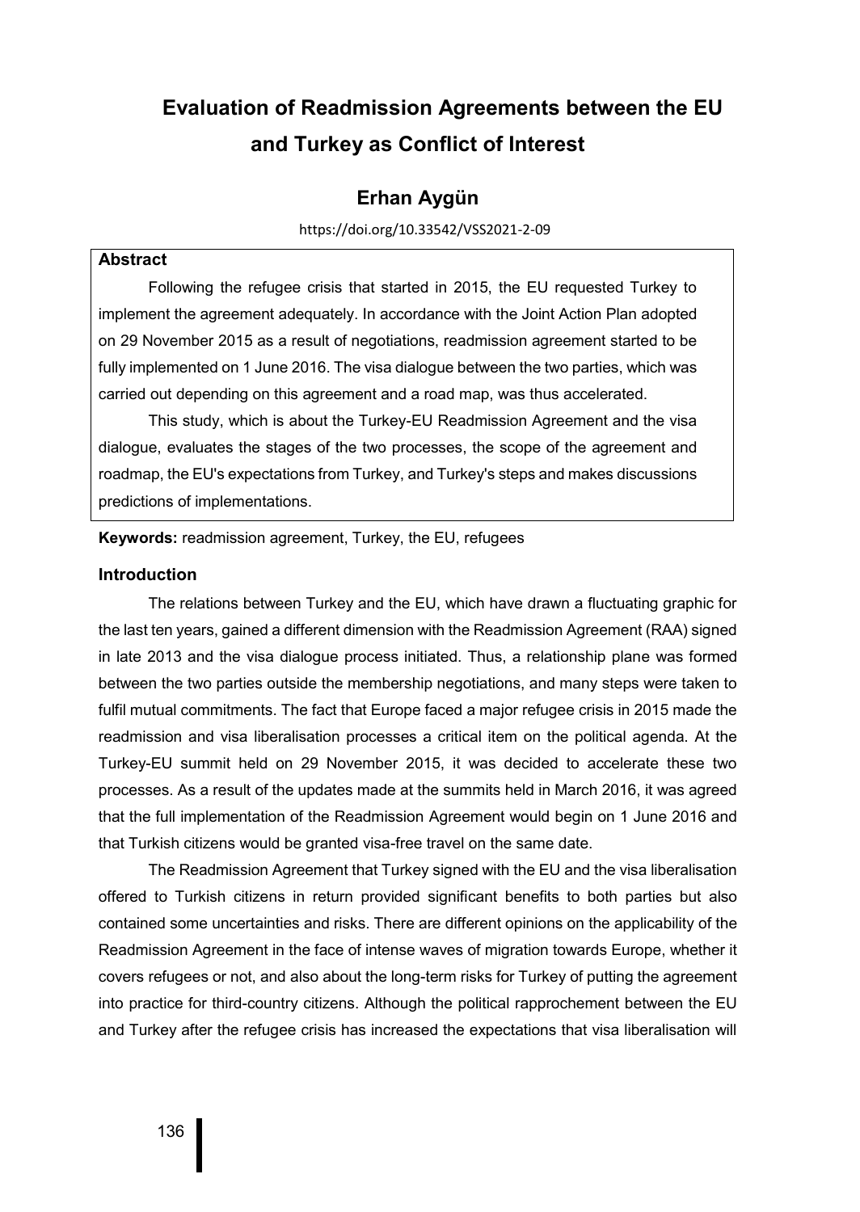# Evaluation of Readmission Agreements between the EU and Turkey as Conflict of Interest

## Erhan Aygün

https://doi.org/10.33542/VSS2021-2-09

### Abstract

Following the refugee crisis that started in 2015, the EU requested Turkey to implement the agreement adequately. In accordance with the Joint Action Plan adopted on 29 November 2015 as a result of negotiations, readmission agreement started to be fully implemented on 1 June 2016. The visa dialogue between the two parties, which was carried out depending on this agreement and a road map, was thus accelerated.

This study, which is about the Turkey-EU Readmission Agreement and the visa dialogue, evaluates the stages of the two processes, the scope of the agreement and roadmap, the EU's expectations from Turkey, and Turkey's steps and makes discussions predictions of implementations.

**Keywords:** readmission agreement, Turkey, the EU, refugees

### Introduction

The relations between Turkey and the EU, which have drawn a fluctuating graphic for the last ten years, gained a different dimension with the Readmission Agreement (RAA) signed in late 2013 and the visa dialogue process initiated. Thus, a relationship plane was formed between the two parties outside the membership negotiations, and many steps were taken to fulfil mutual commitments. The fact that Europe faced a major refugee crisis in 2015 made the readmission and visa liberalisation processes a critical item on the political agenda. At the Turkey-EU summit held on 29 November 2015, it was decided to accelerate these two processes. As a result of the updates made at the summits held in March 2016, it was agreed that the full implementation of the Readmission Agreement would begin on 1 June 2016 and that Turkish citizens would be granted visa-free travel on the same date.

The Readmission Agreement that Turkey signed with the EU and the visa liberalisation offered to Turkish citizens in return provided significant benefits to both parties but also contained some uncertainties and risks. There are different opinions on the applicability of the Readmission Agreement in the face of intense waves of migration towards Europe, whether it covers refugees or not, and also about the long-term risks for Turkey of putting the agreement into practice for third-country citizens. Although the political rapprochement between the EU and Turkey after the refugee crisis has increased the expectations that visa liberalisation will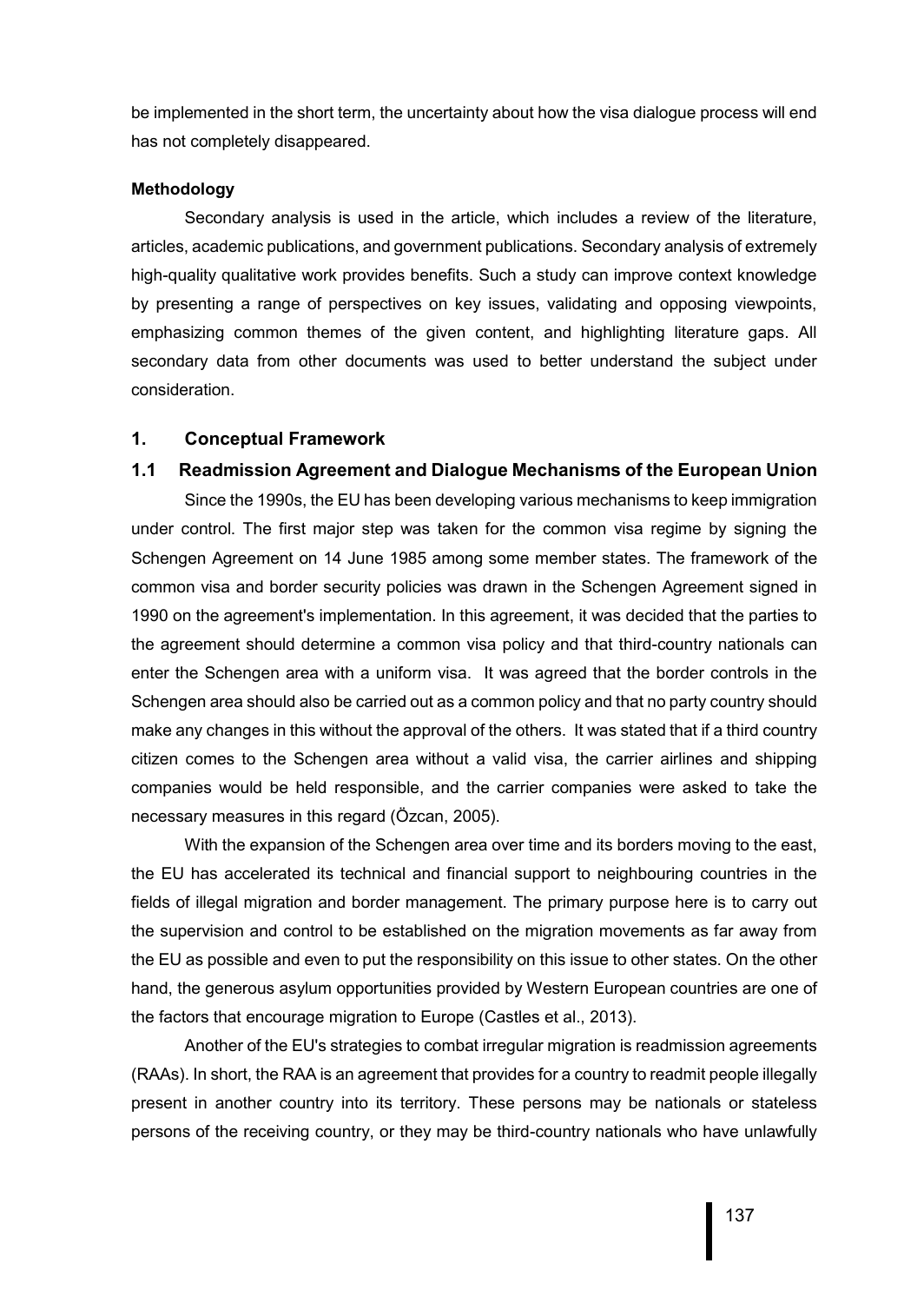be implemented in the short term, the uncertainty about how the visa dialogue process will end has not completely disappeared.

**Methodology**

Secondary analysis is used in the article, which includes a review of the literature, articles, academic publications, and government publications. Secondary analysis of extremely high-quality qualitative work provides benefits. Such a study can improve context knowledge by presenting a range of perspectives on key issues, validating and opposing viewpoints, emphasizing common themes of the given content, and highlighting literature gaps. All secondary data from other documents was used to better understand the subject under consideration.

## 1. Conceptual Framework

### 1.1 Readmission Agreement and Dialogue Mechanisms of the European Union

Since the 1990s, the EU has been developing various mechanisms to keep immigration under control. The first major step was taken for the common visa regime by signing the Schengen Agreement on 14 June 1985 among some member states. The framework of the common visa and border security policies was drawn in the Schengen Agreement signed in 1990 on the agreement's implementation. In this agreement, it was decided that the parties to the agreement should determine a common visa policy and that third-country nationals can enter the Schengen area with a uniform visa. It was agreed that the border controls in the Schengen area should also be carried out as a common policy and that no party country should make any changes in this without the approval of the others. It was stated that if a third country citizen comes to the Schengen area without a valid visa, the carrier airlines and shipping companies would be held responsible, and the carrier companies were asked to take the necessary measures in this regard (Özcan, 2005).

With the expansion of the Schengen area over time and its borders moving to the east, the EU has accelerated its technical and financial support to neighbouring countries in the fields of illegal migration and border management. The primary purpose here is to carry out the supervision and control to be established on the migration movements as far away from the EU as possible and even to put the responsibility on this issue to other states. On the other hand, the generous asylum opportunities provided by Western European countries are one of the factors that encourage migration to Europe (Castles et al., 2013).

Another of the EU's strategies to combat irregular migration is readmission agreements (RAAs). In short, the RAA is an agreement that provides for a country to readmit people illegally present in another country into its territory. These persons may be nationals or stateless persons of the receiving country, or they may be third-country nationals who have unlawfully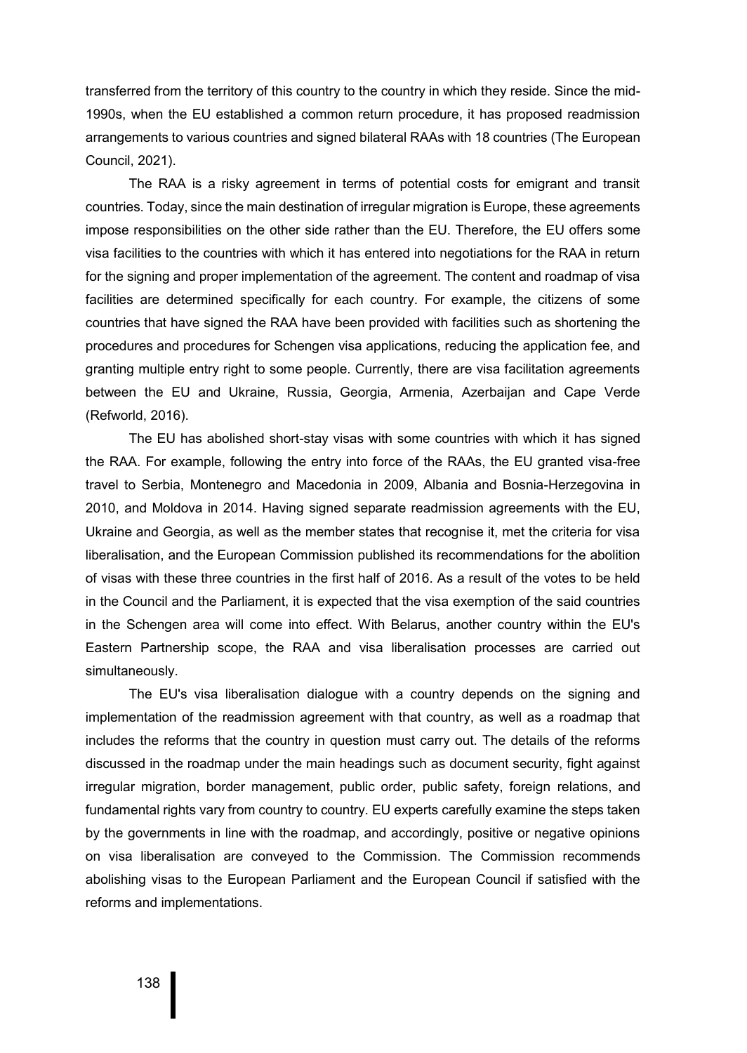transferred from the territory of this country to the country in which they reside. Since the mid-1990s, when the EU established a common return procedure, it has proposed readmission arrangements to various countries and signed bilateral RAAs with 18 countries (The European Council, 2021).

The RAA is a risky agreement in terms of potential costs for emigrant and transit countries. Today, since the main destination of irregular migration is Europe, these agreements impose responsibilities on the other side rather than the EU. Therefore, the EU offers some visa facilities to the countries with which it has entered into negotiations for the RAA in return for the signing and proper implementation of the agreement. The content and roadmap of visa facilities are determined specifically for each country. For example, the citizens of some countries that have signed the RAA have been provided with facilities such as shortening the procedures and procedures for Schengen visa applications, reducing the application fee, and granting multiple entry right to some people. Currently, there are visa facilitation agreements between the EU and Ukraine, Russia, Georgia, Armenia, Azerbaijan and Cape Verde (Refworld, 2016).

The EU has abolished short-stay visas with some countries with which it has signed the RAA. For example, following the entry into force of the RAAs, the EU granted visa-free travel to Serbia, Montenegro and Macedonia in 2009, Albania and Bosnia-Herzegovina in 2010, and Moldova in 2014. Having signed separate readmission agreements with the EU, Ukraine and Georgia, as well as the member states that recognise it, met the criteria for visa liberalisation, and the European Commission published its recommendations for the abolition of visas with these three countries in the first half of 2016. As a result of the votes to be held in the Council and the Parliament, it is expected that the visa exemption of the said countries in the Schengen area will come into effect. With Belarus, another country within the EU's Eastern Partnership scope, the RAA and visa liberalisation processes are carried out simultaneously.

The EU's visa liberalisation dialogue with a country depends on the signing and implementation of the readmission agreement with that country, as well as a roadmap that includes the reforms that the country in question must carry out. The details of the reforms discussed in the roadmap under the main headings such as document security, fight against irregular migration, border management, public order, public safety, foreign relations, and fundamental rights vary from country to country. EU experts carefully examine the steps taken by the governments in line with the roadmap, and accordingly, positive or negative opinions on visa liberalisation are conveyed to the Commission. The Commission recommends abolishing visas to the European Parliament and the European Council if satisfied with the reforms and implementations.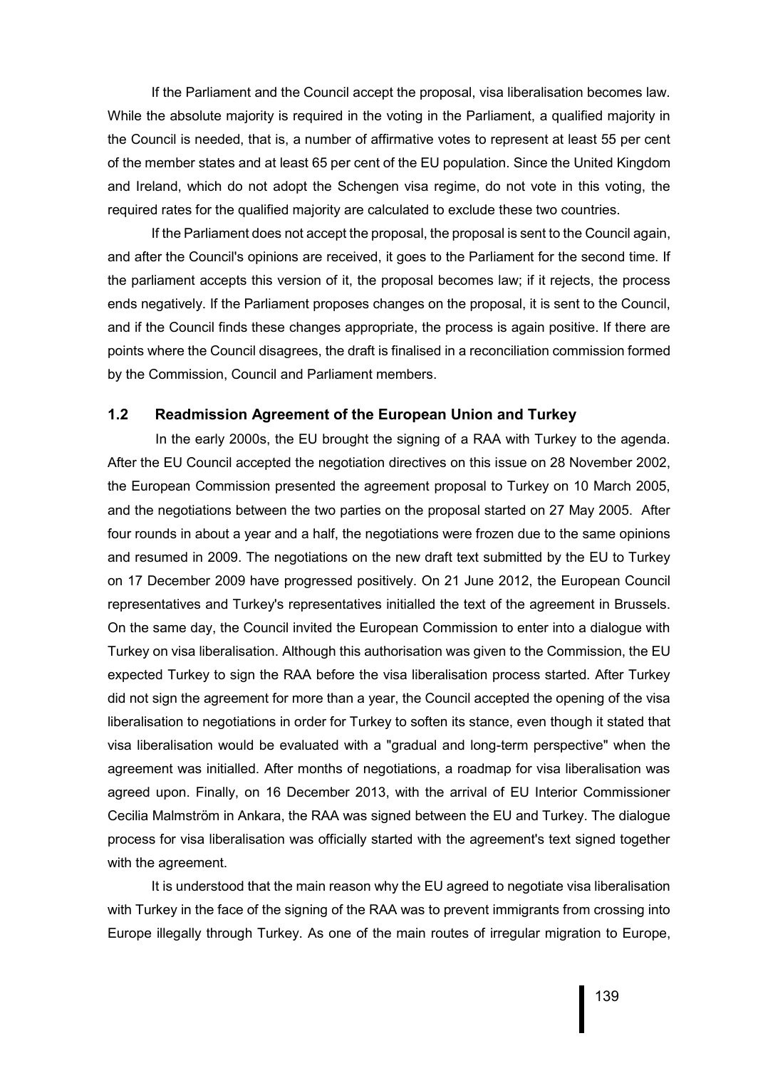If the Parliament and the Council accept the proposal, visa liberalisation becomes law. While the absolute majority is required in the voting in the Parliament, a qualified majority in the Council is needed, that is, a number of affirmative votes to represent at least 55 per cent of the member states and at least 65 per cent of the EU population. Since the United Kingdom and Ireland, which do not adopt the Schengen visa regime, do not vote in this voting, the required rates for the qualified majority are calculated to exclude these two countries.

If the Parliament does not accept the proposal, the proposal is sent to the Council again, and after the Council's opinions are received, it goes to the Parliament for the second time. If the parliament accepts this version of it, the proposal becomes law; if it rejects, the process ends negatively. If the Parliament proposes changes on the proposal, it is sent to the Council, and if the Council finds these changes appropriate, the process is again positive. If there are points where the Council disagrees, the draft is finalised in a reconciliation commission formed by the Commission, Council and Parliament members.

### 1.2 Readmission Agreement of the European Union and Turkey

In the early 2000s, the EU brought the signing of a RAA with Turkey to the agenda. After the EU Council accepted the negotiation directives on this issue on 28 November 2002, the European Commission presented the agreement proposal to Turkey on 10 March 2005, and the negotiations between the two parties on the proposal started on 27 May 2005. After four rounds in about a year and a half, the negotiations were frozen due to the same opinions and resumed in 2009. The negotiations on the new draft text submitted by the EU to Turkey on 17 December 2009 have progressed positively. On 21 June 2012, the European Council representatives and Turkey's representatives initialled the text of the agreement in Brussels. On the same day, the Council invited the European Commission to enter into a dialogue with Turkey on visa liberalisation. Although this authorisation was given to the Commission, the EU expected Turkey to sign the RAA before the visa liberalisation process started. After Turkey did not sign the agreement for more than a year, the Council accepted the opening of the visa liberalisation to negotiations in order for Turkey to soften its stance, even though it stated that visa liberalisation would be evaluated with a "gradual and long-term perspective" when the agreement was initialled. After months of negotiations, a roadmap for visa liberalisation was agreed upon. Finally, on 16 December 2013, with the arrival of EU Interior Commissioner Cecilia Malmström in Ankara, the RAA was signed between the EU and Turkey. The dialogue process for visa liberalisation was officially started with the agreement's text signed together with the agreement.

It is understood that the main reason why the EU agreed to negotiate visa liberalisation with Turkey in the face of the signing of the RAA was to prevent immigrants from crossing into Europe illegally through Turkey. As one of the main routes of irregular migration to Europe,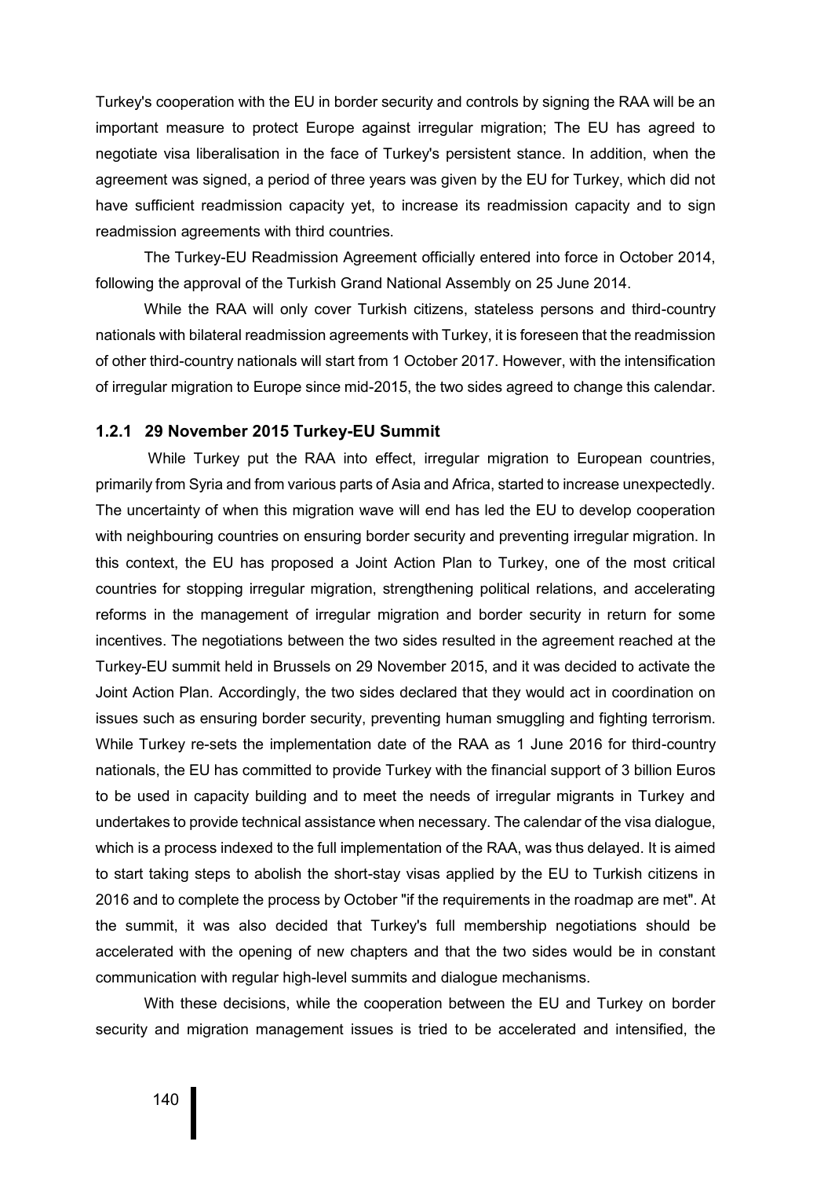Turkey's cooperation with the EU in border security and controls by signing the RAA will be an important measure to protect Europe against irregular migration; The EU has agreed to negotiate visa liberalisation in the face of Turkey's persistent stance. In addition, when the agreement was signed, a period of three years was given by the EU for Turkey, which did not have sufficient readmission capacity yet, to increase its readmission capacity and to sign readmission agreements with third countries.

The Turkey-EU Readmission Agreement officially entered into force in October 2014, following the approval of the Turkish Grand National Assembly on 25 June 2014.

While the RAA will only cover Turkish citizens, stateless persons and third-country nationals with bilateral readmission agreements with Turkey, it is foreseen that the readmission of other third-country nationals will start from 1 October 2017. However, with the intensification of irregular migration to Europe since mid-2015, the two sides agreed to change this calendar.

### 1.2.1 29 November 2015 Turkey-EU Summit

While Turkey put the RAA into effect, irregular migration to European countries, primarily from Syria and from various parts of Asia and Africa, started to increase unexpectedly. The uncertainty of when this migration wave will end has led the EU to develop cooperation with neighbouring countries on ensuring border security and preventing irregular migration. In this context, the EU has proposed a Joint Action Plan to Turkey, one of the most critical countries for stopping irregular migration, strengthening political relations, and accelerating reforms in the management of irregular migration and border security in return for some incentives. The negotiations between the two sides resulted in the agreement reached at the Turkey-EU summit held in Brussels on 29 November 2015, and it was decided to activate the Joint Action Plan. Accordingly, the two sides declared that they would act in coordination on issues such as ensuring border security, preventing human smuggling and fighting terrorism. While Turkey re-sets the implementation date of the RAA as 1 June 2016 for third-country nationals, the EU has committed to provide Turkey with the financial support of 3 billion Euros to be used in capacity building and to meet the needs of irregular migrants in Turkey and undertakes to provide technical assistance when necessary. The calendar of the visa dialogue, which is a process indexed to the full implementation of the RAA, was thus delayed. It is aimed to start taking steps to abolish the short-stay visas applied by the EU to Turkish citizens in 2016 and to complete the process by October "if the requirements in the roadmap are met". At the summit, it was also decided that Turkey's full membership negotiations should be accelerated with the opening of new chapters and that the two sides would be in constant communication with regular high-level summits and dialogue mechanisms.

With these decisions, while the cooperation between the EU and Turkey on border security and migration management issues is tried to be accelerated and intensified, the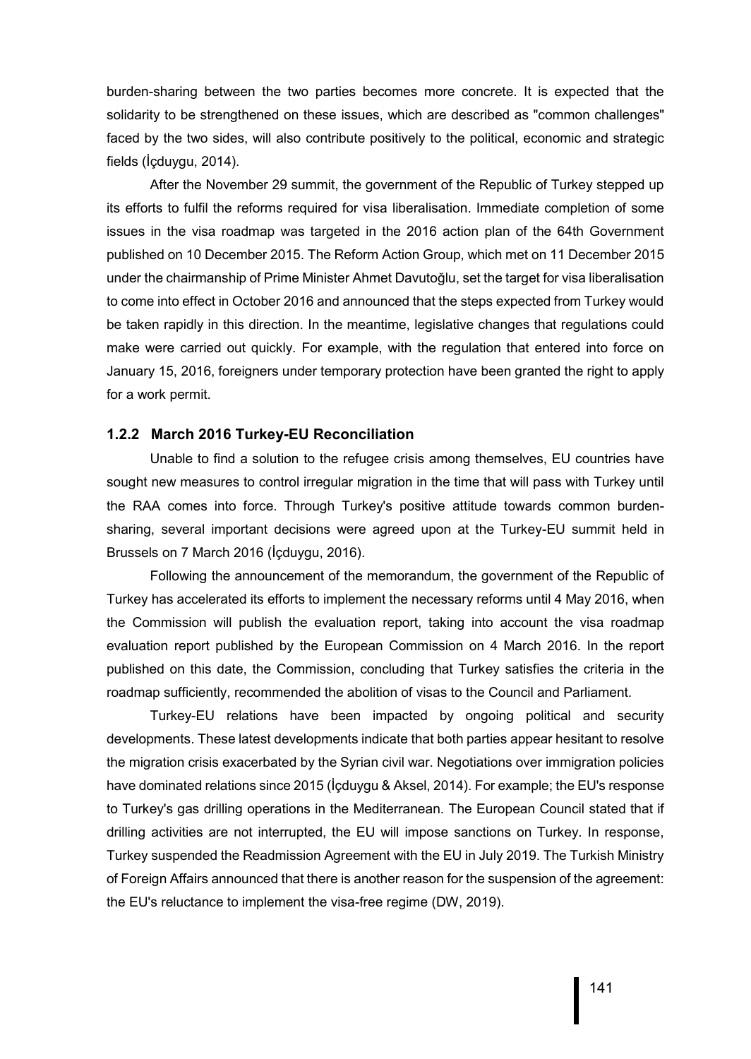burden-sharing between the two parties becomes more concrete. It is expected that the solidarity to be strengthened on these issues, which are described as "common challenges" faced by the two sides, will also contribute positively to the political, economic and strategic fields (İçduygu, 2014).

After the November 29 summit, the government of the Republic of Turkey stepped up its efforts to fulfil the reforms required for visa liberalisation. Immediate completion of some issues in the visa roadmap was targeted in the 2016 action plan of the 64th Government published on 10 December 2015. The Reform Action Group, which met on 11 December 2015 under the chairmanship of Prime Minister Ahmet Davutoğlu, set the target for visa liberalisation to come into effect in October 2016 and announced that the steps expected from Turkey would be taken rapidly in this direction. In the meantime, legislative changes that regulations could make were carried out quickly. For example, with the regulation that entered into force on January 15, 2016, foreigners under temporary protection have been granted the right to apply for a work permit.

### 1.2.2 March 2016 Turkey-EU Reconciliation

Unable to find a solution to the refugee crisis among themselves, EU countries have sought new measures to control irregular migration in the time that will pass with Turkey until the RAA comes into force. Through Turkey's positive attitude towards common burden-sharing, several important decisions were agreed upon at the Turkey-EU summit held in Brussels on 7 March 2016 (İçduygu, 2016).

Following the announcement of the memorandum, the government of the Republic of Turkey has accelerated its efforts to implement the necessary reforms until 4 May 2016, when the Commission will publish the evaluation report, taking into account the visa roadmap evaluation report published by the European Commission on 4 March 2016. In the report published on this date, the Commission, concluding that Turkey satisfies the criteria in the roadmap sufficiently, recommended the abolition of visas to the Council and Parliament.

Turkey-EU relations have been impacted by ongoing political and security developments. These latest developments indicate that both parties appear hesitant to resolve the migration crisis exacerbated by the Syrian civil war. Negotiations over immigration policies have dominated relations since 2015 (İçduygu & Aksel, 2014). For example; the EU's response to Turkey's gas drilling operations in the Mediterranean. The European Council stated that if drilling activities are not interrupted, the EU will impose sanctions on Turkey. In response, Turkey suspended the Readmission Agreement with the EU in July 2019. The Turkish Ministry of Foreign Affairs announced that there is another reason for the suspension of the agreement: the EU's reluctance to implement the visa-free regime (DW, 2019).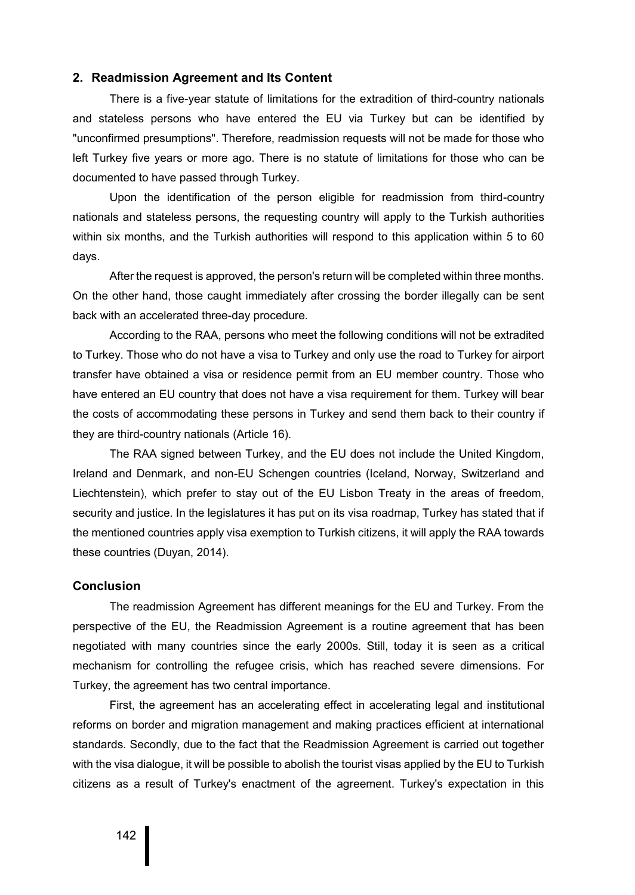## 2. Readmission Agreement and Its Content

There is a five-year statute of limitations for the extradition of third-country nationals and stateless persons who have entered the EU via Turkey but can be identified by "unconfirmed presumptions". Therefore, readmission requests will not be made for those who left Turkey five years or more ago. There is no statute of limitations for those who can be documented to have passed through Turkey.

Upon the identification of the person eligible for readmission from third-country nationals and stateless persons, the requesting country will apply to the Turkish authorities within six months, and the Turkish authorities will respond to this application within 5 to 60 days.

After the request is approved, the person's return will be completed within three months. On the other hand, those caught immediately after crossing the border illegally can be sent back with an accelerated three-day procedure.

According to the RAA, persons who meet the following conditions will not be extradited to Turkey. Those who do not have a visa to Turkey and only use the road to Turkey for airport transfer have obtained a visa or residence permit from an EU member country. Those who have entered an EU country that does not have a visa requirement for them. Turkey will bear the costs of accommodating these persons in Turkey and send them back to their country if they are third-country nationals (Article 16).

The RAA signed between Turkey, and the EU does not include the United Kingdom, Ireland and Denmark, and non-EU Schengen countries (Iceland, Norway, Switzerland and Liechtenstein), which prefer to stay out of the EU Lisbon Treaty in the areas of freedom, security and justice. In the legislatures it has put on its visa roadmap, Turkey has stated that if the mentioned countries apply visa exemption to Turkish citizens, it will apply the RAA towards these countries (Duyan, 2014).

## Conclusion

The readmission Agreement has different meanings for the EU and Turkey. From the perspective of the EU, the Readmission Agreement is a routine agreement that has been negotiated with many countries since the early 2000s. Still, today it is seen as a critical mechanism for controlling the refugee crisis, which has reached severe dimensions. For Turkey, the agreement has two central importance.

First, the agreement has an accelerating effect in accelerating legal and institutional reforms on border and migration management and making practices efficient at international standards. Secondly, due to the fact that the Readmission Agreement is carried out together with the visa dialogue, it will be possible to abolish the tourist visas applied by the EU to Turkish citizens as a result of Turkey's enactment of the agreement. Turkey's expectation in this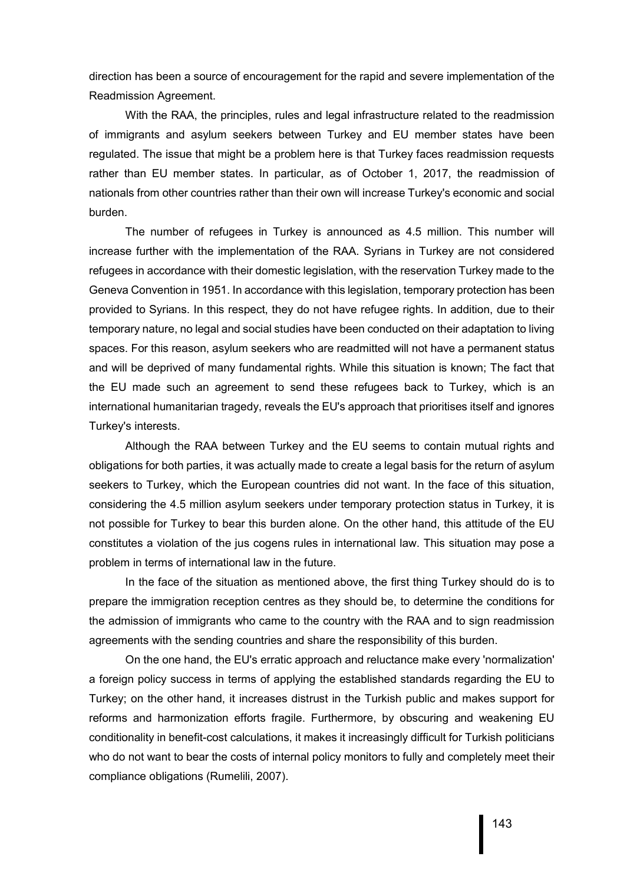direction has been a source of encouragement for the rapid and severe implementation of the Readmission Agreement.

With the RAA, the principles, rules and legal infrastructure related to the readmission of immigrants and asylum seekers between Turkey and EU member states have been regulated. The issue that might be a problem here is that Turkey faces readmission requests rather than EU member states. In particular, as of October 1, 2017, the readmission of nationals from other countries rather than their own will increase Turkey's economic and social burden.

The number of refugees in Turkey is announced as 4.5 million. This number will increase further with the implementation of the RAA. Syrians in Turkey are not considered refugees in accordance with their domestic legislation, with the reservation Turkey made to the Geneva Convention in 1951. In accordance with this legislation, temporary protection has been provided to Syrians. In this respect, they do not have refugee rights. In addition, due to their temporary nature, no legal and social studies have been conducted on their adaptation to living spaces. For this reason, asylum seekers who are readmitted will not have a permanent status and will be deprived of many fundamental rights. While this situation is known; The fact that the EU made such an agreement to send these refugees back to Turkey, which is an international humanitarian tragedy, reveals the EU's approach that prioritises itself and ignores Turkey's interests.

Although the RAA between Turkey and the EU seems to contain mutual rights and obligations for both parties, it was actually made to create a legal basis for the return of asylum seekers to Turkey, which the European countries did not want. In the face of this situation, considering the 4.5 million asylum seekers under temporary protection status in Turkey, it is not possible for Turkey to bear this burden alone. On the other hand, this attitude of the EU constitutes a violation of the jus cogens rules in international law. This situation may pose a problem in terms of international law in the future.

In the face of the situation as mentioned above, the first thing Turkey should do is to prepare the immigration reception centres as they should be, to determine the conditions for the admission of immigrants who came to the country with the RAA and to sign readmission agreements with the sending countries and share the responsibility of this burden.

On the one hand, the EU's erratic approach and reluctance make every 'normalization' a foreign policy success in terms of applying the established standards regarding the EU to Turkey; on the other hand, it increases distrust in the Turkish public and makes support for reforms and harmonization efforts fragile. Furthermore, by obscuring and weakening EU conditionality in benefit-cost calculations, it makes it increasingly difficult for Turkish politicians who do not want to bear the costs of internal policy monitors to fully and completely meet their compliance obligations (Rumelili, 2007).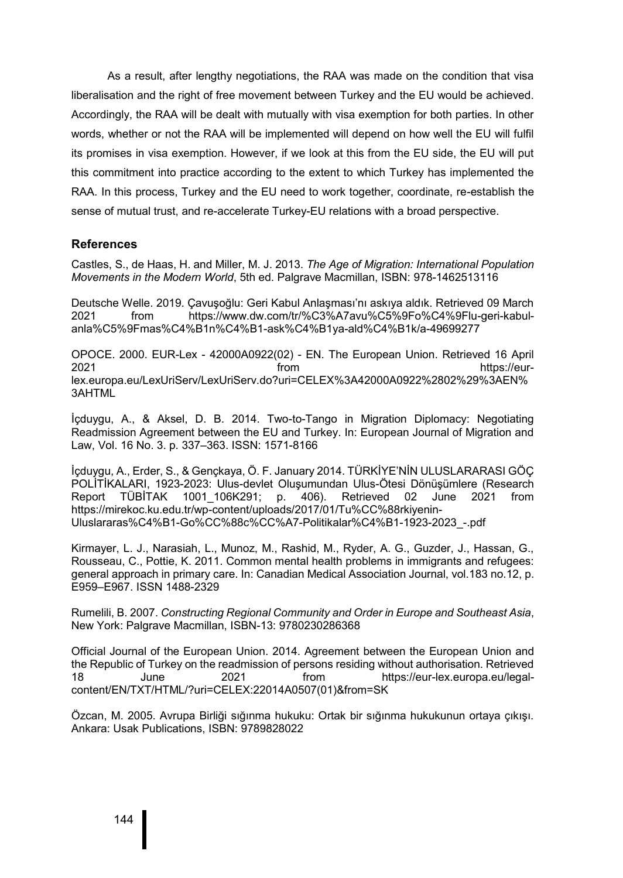As a result, after lengthy negotiations, the RAA was made on the condition that visa liberalisation and the right of free movement between Turkey and the EU would be achieved. Accordingly, the RAA will be dealt with mutually with visa exemption for both parties. In other words, whether or not the RAA will be implemented will depend on how well the EU will fulfil its promises in visa exemption. However, if we look at this from the EU side, the EU will put this commitment into practice according to the extent to which Turkey has implemented the RAA. In this process, Turkey and the EU need to work together, coordinate, re-establish the sense of mutual trust, and re-accelerate Turkey-EU relations with a broad perspective.

## References

Castles, S., de Haas, H. and Miller, M. J. 2013. *The Age of Migration: International Population Movements in the Modern World*, 5th ed. Palgrave Macmillan, ISBN: 978-1462513116

Deutsche Welle. 2019. Çavuşoğlu: Geri Kabul Anlaşması'nı askıya aldık. Retrieved 09 March 2021 from https://www.dw.com/tr/%C3%A7avu%C5%9Fo%C4%9Flu-geri-kabul-anla%C5%9Fmas%C4%B1n%C4%B1-ask%C4%B1ya-ald%C4%B1k/a-49699277

OPOCE. 2000. EUR-Lex - 42000A0922(02) - EN. The European Union. Retrieved 16 April 2021 from https://eur-lex.europa.eu/LexUriServ/LexUriServ.do?uri=CELEX%3A42000A0922%2802%29%3AEN%3AHTML

İçduygu, A., & Aksel, D. B. 2014. Two-to-Tango in Migration Diplomacy: Negotiating Readmission Agreement between the EU and Turkey. In: European Journal of Migration and Law, Vol. 16 No. 3. p. 337–363. ISSN: 1571-8166

İçduygu, A., Erder, S., & Gençkaya, Ö. F. January 2014. TÜRKİYE'NİN ULUSLARARASI GÖÇ POLİTİKALARI, 1923-2023: Ulus-devlet Oluşumundan Ulus-Ötesi Dönüşümlere (Research Report TÜBİTAK 1001_106K291; p. 406). Retrieved 02 June 2021 from https://mirekoc.ku.edu.tr/wp-content/uploads/2017/01/Tu%CC%88rkiyenin-Uluslararas%C4%B1-Go%CC%88c%CC%A7-Politikalar%C4%B1-1923-2023_-.pdf

Kirmayer, L. J., Narasiah, L., Munoz, M., Rashid, M., Ryder, A. G., Guzder, J., Hassan, G., Rousseau, C., Pottie, K. 2011. Common mental health problems in immigrants and refugees: general approach in primary care. In: Canadian Medical Association Journal, vol.183 no.12, p. E959–E967. ISSN 1488-2329

Rumelili, B. 2007. *Constructing Regional Community and Order in Europe and Southeast Asia*, New York: Palgrave Macmillan, ISBN-13: 9780230286368

Official Journal of the European Union. 2014. Agreement between the European Union and the Republic of Turkey on the readmission of persons residing without authorisation. Retrieved 18 June 2021 from https://eur-lex.europa.eu/legal-content/EN/TXT/HTML/?uri=CELEX:22014A0507(01)&from=SK

Özcan, M. 2005. Avrupa Birliği sığınma hukuku: Ortak bir sığınma hukukunun ortaya çıkışı. Ankara: Usak Publications, ISBN: 9789828022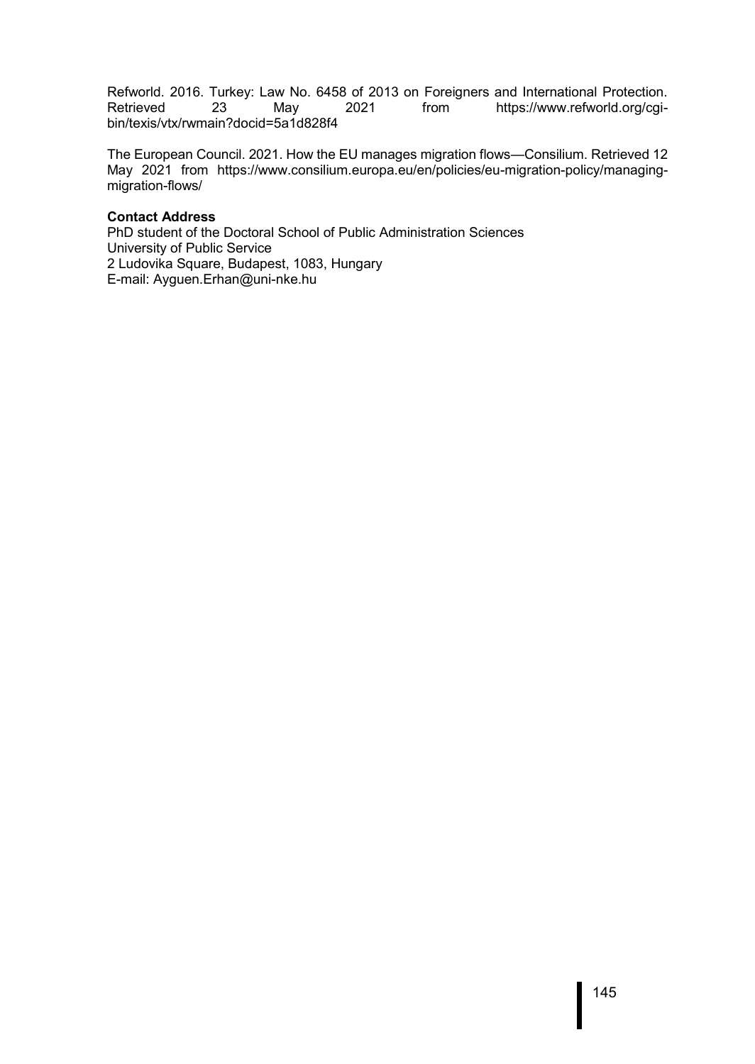Refworld. 2016. Turkey: Law No. 6458 of 2013 on Foreigners and International Protection. Retrieved 23 May 2021 from https://www.refworld.org/cgi-bin/texis/vtx/rwmain?docid=5a1d828f4

The European Council. 2021. How the EU manages migration flows—Consilium. Retrieved 12 May 2021 from https://www.consilium.europa.eu/en/policies/eu-migration-policy/managing-migration-flows/

**Contact Address**

PhD student of the Doctoral School of Public Administration Sciences
University of Public Service
2 Ludovika Square, Budapest, 1083, Hungary
E-mail: Ayguen.Erhan@uni-nke.hu